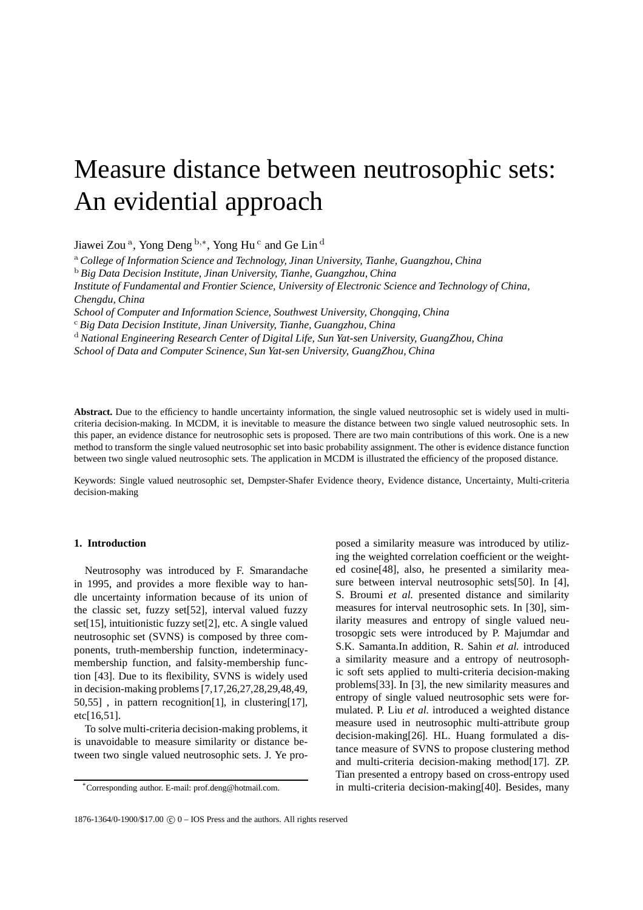# Measure distance between neutrosophic sets: An evidential approach

Jiawei Zou [a], Yong Deng [b,*], Yong Hu [c] and Ge Lin [d]

[a] *College of Information Science and Technology, Jinan University, Tianhe, Guangzhou, China*
[b] *Big Data Decision Institute, Jinan University, Tianhe, Guangzhou, China*
*Institute of Fundamental and Frontier Science, University of Electronic Science and Technology of China, Chengdu, China*
*School of Computer and Information Science, Southwest University, Chongqing, China*
[c] *Big Data Decision Institute, Jinan University, Tianhe, Guangzhou, China*
[d] *National Engineering Research Center of Digital Life, Sun Yat-sen University, GuangZhou, China*
*School of Data and Computer Scinence, Sun Yat-sen University, GuangZhou, China*

**Abstract.** Due to the efficiency to handle uncertainty information, the single valued neutrosophic set is widely used in multi-criteria decision-making. In MCDM, it is inevitable to measure the distance between two single valued neutrosophic sets. In this paper, an evidence distance for neutrosophic sets is proposed. There are two main contributions of this work. One is a new method to transform the single valued neutrosophic set into basic probability assignment. The other is evidence distance function between two single valued neutrosophic sets. The application in MCDM is illustrated the efficiency of the proposed distance.

Keywords: Single valued neutrosophic set, Dempster-Shafer Evidence theory, Evidence distance, Uncertainty, Multi-criteria decision-making

## 1. Introduction

Neutrosophy was introduced by F. Smarandache in 1995, and provides a more flexible way to handle uncertainty information because of its union of the classic set, fuzzy set[52], interval valued fuzzy set[15], intuitionistic fuzzy set[2], etc. A single valued neutrosophic set (SVNS) is composed by three components, truth-membership function, indeterminacy-membership function, and falsity-membership function [43]. Due to its flexibility, SVNS is widely used in decision-making problems [7,17,26,27,28,29,48,49,50,55] , in pattern recognition[1], in clustering[17], etc[16,51].

To solve multi-criteria decision-making problems, it is unavoidable to measure similarity or distance between two single valued neutrosophic sets. J. Ye proposed a similarity measure was introduced by utilizing the weighted correlation coefficient or the weighted cosine[48], also, he presented a similarity measure between interval neutrosophic sets[50]. In [4], S. Broumi *et al.* presented distance and similarity measures for interval neutrosophic sets. In [30], similarity measures and entropy of single valued neutrosopgic sets were introduced by P. Majumdar and S.K. Samanta.In addition, R. Sahin *et al.* introduced a similarity measure and a entropy of neutrosophic soft sets applied to multi-criteria decision-making problems[33]. In [3], the new similarity measures and entropy of single valued neutrosophic sets were formulated. P. Liu *et al.* introduced a weighted distance measure used in neutrosophic multi-attribute group decision-making[26]. HL. Huang formulated a distance measure of SVNS to propose clustering method and multi-criteria decision-making method[17]. ZP. Tian presented a entropy based on cross-entropy used in multi-criteria decision-making[40]. Besides, many

*Corresponding author. E-mail: prof.deng@hotmail.com.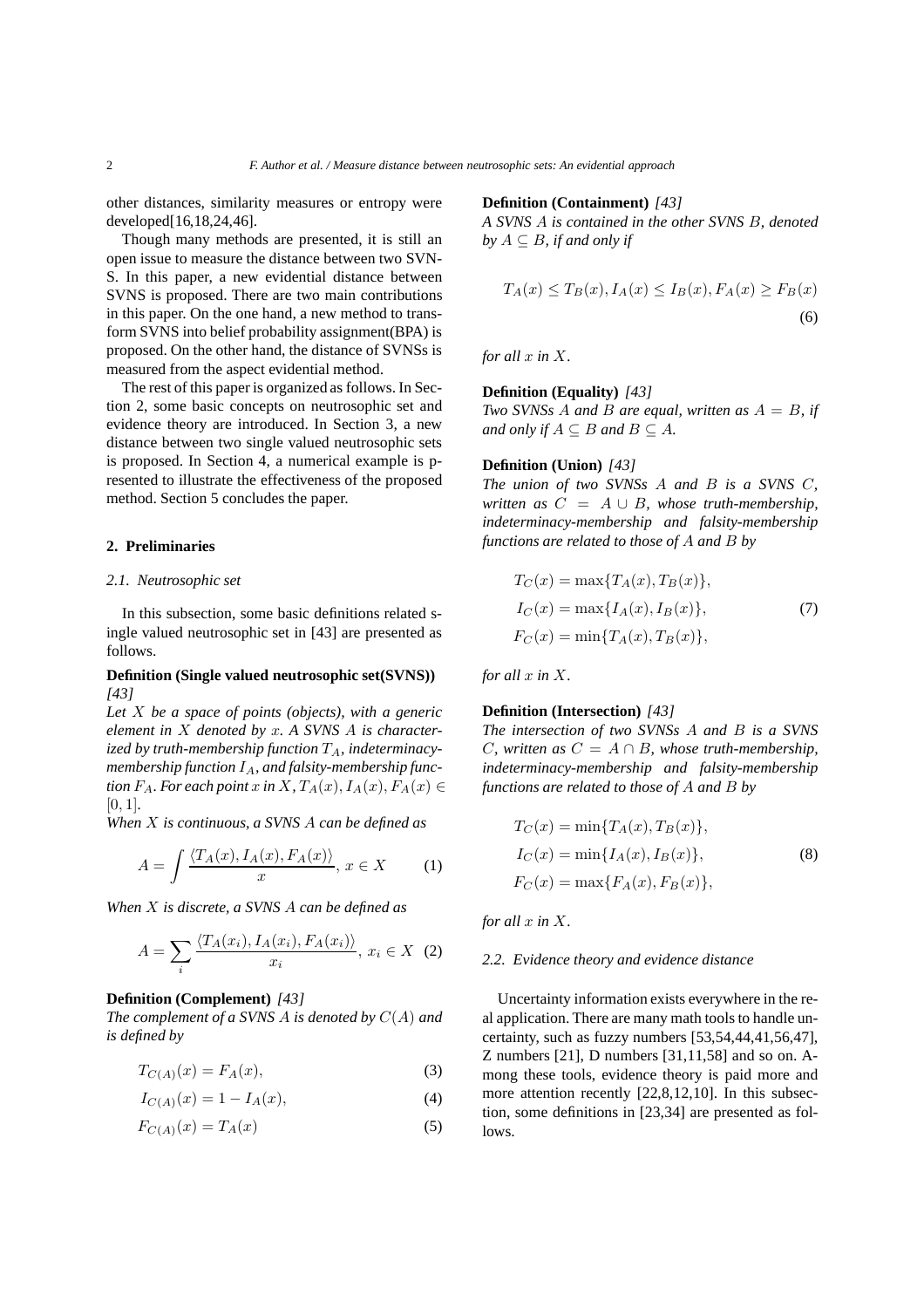other distances, similarity measures or entropy were developed[16,18,24,46].

Though many methods are presented, it is still an open issue to measure the distance between two SVN-S. In this paper, a new evidential distance between SVNS is proposed. There are two main contributions in this paper. On the one hand, a new method to transform SVNS into belief probability assignment(BPA) is proposed. On the other hand, the distance of SVNSs is measured from the aspect evidential method.

The rest of this paper is organized as follows. In Section 2, some basic concepts on neutrosophic set and evidence theory are introduced. In Section 3, a new distance between two single valued neutrosophic sets is proposed. In Section 4, a numerical example is p-resented to illustrate the effectiveness of the proposed method. Section 5 concludes the paper.

## 2. Preliminaries

### 2.1. Neutrosophic set

In this subsection, some basic definitions related s-ingle valued neutrosophic set in [43] are presented as follows.

**Definition (Single valued neutrosophic set(SVNS))** *[43]*
*Let $X$ be a space of points (objects), with a generic element in $X$ denoted by $x$. A SVNS $A$ is characterized by truth-membership function $T_A$, indeterminacy-membership function $I_A$, and falsity-membership function $F_A$. For each point $x$ in $X$, $T_A(x), I_A(x), F_A(x) \in [0,1]$.*
*When $X$ is continuous, a SVNS $A$ can be defined as*

$$A = \int \frac{\langle T_A(x), I_A(x), F_A(x) \rangle}{x},\ x \in X \tag{1}$$

*When $X$ is discrete, a SVNS $A$ can be defined as*

$$A = \sum_i \frac{\langle T_A(x_i), I_A(x_i), F_A(x_i) \rangle}{x_i},\ x_i \in X \tag{2}$$

**Definition (Complement)** *[43]*
*The complement of a SVNS $A$ is denoted by $C(A)$ and is defined by*

$$T_{C(A)}(x) = F_A(x), \tag{3}$$

$$I_{C(A)}(x) = 1 - I_A(x), \tag{4}$$

$$F_{C(A)}(x) = T_A(x) \tag{5}$$

**Definition (Containment)** *[43]*
*A SVNS $A$ is contained in the other SVNS $B$, denoted by $A \subseteq B$, if and only if*

$$T_A(x) \le T_B(x), I_A(x) \le I_B(x), F_A(x) \ge F_B(x) \tag{6}$$

*for all $x$ in $X$.*

**Definition (Equality)** *[43]*
*Two SVNSs $A$ and $B$ are equal, written as $A = B$, if and only if $A \subseteq B$ and $B \subseteq A$.*

**Definition (Union)** *[43]*
*The union of two SVNSs $A$ and $B$ is a SVNS $C$, written as $C = A \cup B$, whose truth-membership, indeterminacy-membership and falsity-membership functions are related to those of $A$ and $B$ by*

$$\begin{aligned} T_C(x) &= \max\{T_A(x), T_B(x)\}, \\ I_C(x) &= \max\{I_A(x), I_B(x)\}, \\ F_C(x) &= \min\{T_A(x), T_B(x)\}, \end{aligned} \tag{7}$$

*for all $x$ in $X$.*

**Definition (Intersection)** *[43]*
*The intersection of two SVNSs $A$ and $B$ is a SVNS $C$, written as $C = A \cap B$, whose truth-membership, indeterminacy-membership and falsity-membership functions are related to those of $A$ and $B$ by*

$$\begin{aligned} T_C(x) &= \min\{T_A(x), T_B(x)\}, \\ I_C(x) &= \min\{I_A(x), I_B(x)\}, \\ F_C(x) &= \max\{F_A(x), F_B(x)\}, \end{aligned} \tag{8}$$

*for all $x$ in $X$.*

### 2.2. Evidence theory and evidence distance

Uncertainty information exists everywhere in the real application. There are many math tools to handle uncertainty, such as fuzzy numbers [53,54,44,41,56,47], Z numbers [21], D numbers [31,11,58] and so on. Among these tools, evidence theory is paid more and more attention recently [22,8,12,10]. In this subsection, some definitions in [23,34] are presented as follows.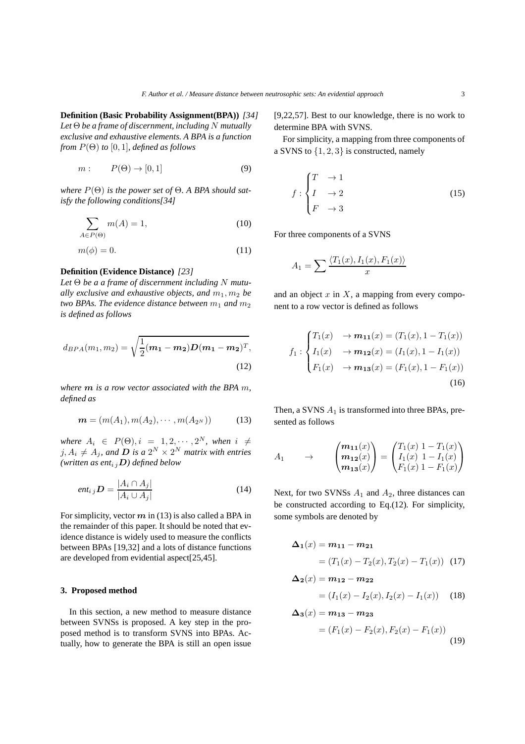**Definition (Basic Probability Assignment(BPA))** *[34] Let $\Theta$ be a frame of discernment, including $N$ mutually exclusive and exhaustive elements. A BPA is a function from $P(\Theta)$ to $[0,1]$, defined as follows*

$$m : \qquad P(\Theta) \to [0,1] \tag{9}$$

*where $P(\Theta)$ is the power set of $\Theta$. A BPA should satisfy the following conditions[34]*

$$\sum_{A \in P(\Theta)} m(A) = 1, \tag{10}$$

$$m(\phi) = 0. \tag{11}$$

**Definition (Evidence Distance)** *[23] Let $\Theta$ be a a frame of discernment including $N$ mutually exclusive and exhaustive objects, and $m_1, m_2$ be two BPAs. The evidence distance between $m_1$ and $m_2$ is defined as follows*

$$d_{BPA}(m_1, m_2) = \sqrt{\frac{1}{2}(\boldsymbol{m_1} - \boldsymbol{m_2})\boldsymbol{D}(\boldsymbol{m_1} - \boldsymbol{m_2})^T}, \tag{12}$$

*where $\boldsymbol{m}$ is a row vector associated with the BPA $m$, defined as*

$$\boldsymbol{m} = (m(A_1), m(A_2), \cdots, m(A_{2^N})) \tag{13}$$

*where $A_i \in P(\Theta), i = 1, 2, \cdots, 2^N$, when $i \neq j, A_i \neq A_j$, and $\boldsymbol{D}$ is a $2^N \times 2^N$ matrix with entries (written as $ent_{ij}\boldsymbol{D}$) defined below*

$$ent_{ij}\boldsymbol{D} = \frac{|A_i \cap A_j|}{|A_i \cup A_j|} \tag{14}$$

For simplicity, vector $\boldsymbol{m}$ in (13) is also called a BPA in the remainder of this paper. It should be noted that evidence distance is widely used to measure the conflicts between BPAs [19,32] and a lots of distance functions are developed from evidential aspect[25,45].

## 3. Proposed method

In this section, a new method to measure distance between SVNSs is proposed. A key step in the proposed method is to transform SVNS into BPAs. Actually, how to generate the BPA is still an open issue [9,22,57]. Best to our knowledge, there is no work to determine BPA with SVNS.

For simplicity, a mapping from three components of a SVNS to $\{1, 2, 3\}$ is constructed, namely

$$f : \begin{cases} T & \to 1 \\ I & \to 2 \\ F & \to 3 \end{cases} \tag{15}$$

For three components of a SVNS

$$A_1 = \sum \frac{\langle T_1(x), I_1(x), F_1(x) \rangle}{x}$$

and an object $x$ in $X$, a mapping from every component to a row vector is defined as follows

$$f_1 : \begin{cases} T_1(x) & \to \boldsymbol{m_{11}}(x) = (T_1(x), 1 - T_1(x)) \\ I_1(x) & \to \boldsymbol{m_{12}}(x) = (I_1(x), 1 - I_1(x)) \\ F_1(x) & \to \boldsymbol{m_{13}}(x) = (F_1(x), 1 - F_1(x)) \end{cases} \tag{16}$$

Then, a SVNS $A_1$ is transformed into three BPAs, presented as follows

$$A_1 \qquad \to \qquad \begin{pmatrix} \boldsymbol{m_{11}}(x) \\ \boldsymbol{m_{12}}(x) \\ \boldsymbol{m_{13}}(x) \end{pmatrix} = \begin{pmatrix} T_1(x) \ 1 - T_1(x) \\ I_1(x) \ 1 - I_1(x) \\ F_1(x) \ 1 - F_1(x) \end{pmatrix}$$

Next, for two SVNSs $A_1$ and $A_2$, three distances can be constructed according to Eq.(12). For simplicity, some symbols are denoted by

$$\begin{aligned} \boldsymbol{\Delta_1}(x) &= \boldsymbol{m_{11}} - \boldsymbol{m_{21}} \\ &= (T_1(x) - T_2(x), T_2(x) - T_1(x)) \end{aligned} \tag{17}$$

$$\begin{aligned} \boldsymbol{\Delta_2}(x) &= \boldsymbol{m_{12}} - \boldsymbol{m_{22}} \\ &= (I_1(x) - I_2(x), I_2(x) - I_1(x)) \end{aligned} \tag{18}$$

$$\begin{aligned} \boldsymbol{\Delta_3}(x) &= \boldsymbol{m_{13}} - \boldsymbol{m_{23}} \\ &= (F_1(x) - F_2(x), F_2(x) - F_1(x)) \end{aligned} \tag{19}$$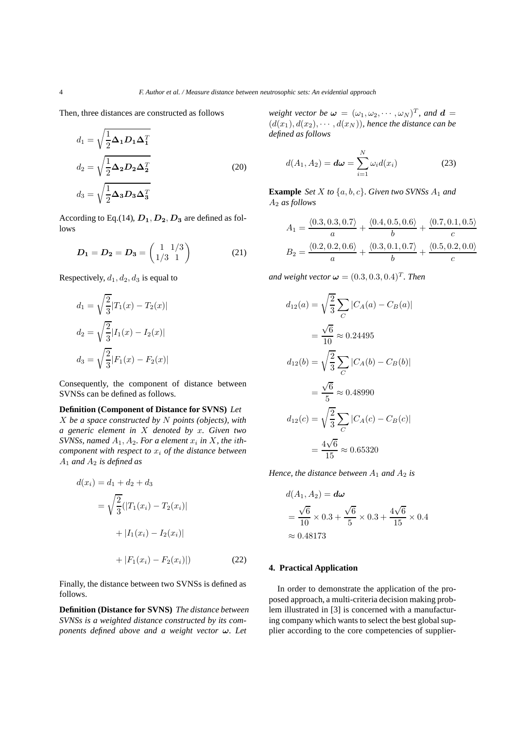Then, three distances are constructed as follows

$$
\begin{aligned}
d_1 &= \sqrt{\frac{1}{2}\boldsymbol{\Delta_1 D_1 \Delta_1^T}} \\
d_2 &= \sqrt{\frac{1}{2}\boldsymbol{\Delta_2 D_2 \Delta_2^T}} \\
d_3 &= \sqrt{\frac{1}{2}\boldsymbol{\Delta_3 D_3 \Delta_3^T}}
\end{aligned}
\tag{20}
$$

According to Eq.(14), $\boldsymbol{D_1}, \boldsymbol{D_2}, \boldsymbol{D_3}$ are defined as follows

$$
\boldsymbol{D_1} = \boldsymbol{D_2} = \boldsymbol{D_3} = \begin{pmatrix} 1 & 1/3 \\ 1/3 & 1 \end{pmatrix} \tag{21}
$$

Respectively, $d_1, d_2, d_3$ is equal to

$$
\begin{aligned}
d_1 &= \sqrt{\frac{2}{3}}|T_1(x) - T_2(x)| \\
d_2 &= \sqrt{\frac{2}{3}}|I_1(x) - I_2(x)| \\
d_3 &= \sqrt{\frac{2}{3}}|F_1(x) - F_2(x)|
\end{aligned}
$$

Consequently, the component of distance between SVNSs can be defined as follows.

**Definition (Component of Distance for SVNS)** *Let $X$ be a space constructed by $N$ points (objects), with a generic element in $X$ denoted by $x$. Given two SVNSs, named $A_1, A_2$. For a element $x_i$ in $X$, the $i$th-component with respect to $x_i$ of the distance between $A_1$ and $A_2$ is defined as*

$$
\begin{aligned}
d(x_i) &= d_1 + d_2 + d_3 \\
&= \sqrt{\frac{2}{3}}(|T_1(x_i) - T_2(x_i)| \\
&\quad + |I_1(x_i) - I_2(x_i)| \\
&\quad + |F_1(x_i) - F_2(x_i)|)
\end{aligned}
\tag{22}
$$

Finally, the distance between two SVNSs is defined as follows.

**Definition (Distance for SVNS)** *The distance between SVNSs is a weighted distance constructed by its components defined above and a weight vector $\boldsymbol{\omega}$. Let weight vector be $\boldsymbol{\omega} = (\omega_1, \omega_2, \cdots, \omega_N)^T$, and $\boldsymbol{d} = (d(x_1), d(x_2), \cdots, d(x_N))$, hence the distance can be defined as follows*

$$
d(A_1, A_2) = \boldsymbol{d\omega} = \sum_{i=1}^{N} \omega_i d(x_i) \tag{23}
$$

**Example** *Set $X$ to $\{a, b, c\}$. Given two SVNSs $A_1$ and $A_2$ as follows*

$$
\begin{aligned}
A_1 &= \frac{\langle 0.3, 0.3, 0.7\rangle}{a} + \frac{\langle 0.4, 0.5, 0.6\rangle}{b} + \frac{\langle 0.7, 0.1, 0.5\rangle}{c} \\
B_2 &= \frac{\langle 0.2, 0.2, 0.6\rangle}{a} + \frac{\langle 0.3, 0.1, 0.7\rangle}{b} + \frac{\langle 0.5, 0.2, 0.0\rangle}{c}
\end{aligned}
$$

*and weight vector $\boldsymbol{\omega} = (0.3, 0.3, 0.4)^T$. Then*

$$
\begin{aligned}
d_{12}(a) &= \sqrt{\frac{2}{3}}\sum_{C}|C_A(a) - C_B(a)| \\
&= \frac{\sqrt{6}}{10} \approx 0.24495 \\
d_{12}(b) &= \sqrt{\frac{2}{3}}\sum_{C}|C_A(b) - C_B(b)| \\
&= \frac{\sqrt{6}}{5} \approx 0.48990 \\
d_{12}(c) &= \sqrt{\frac{2}{3}}\sum_{C}|C_A(c) - C_B(c)| \\
&= \frac{4\sqrt{6}}{15} \approx 0.65320
\end{aligned}
$$

*Hence, the distance between $A_1$ and $A_2$ is*

$$
\begin{aligned}
d(A_1, A_2) &= \boldsymbol{d\omega} \\
&= \frac{\sqrt{6}}{10} \times 0.3 + \frac{\sqrt{6}}{5} \times 0.3 + \frac{4\sqrt{6}}{15} \times 0.4 \\
&\approx 0.48173
\end{aligned}
$$

## 4. Practical Application

In order to demonstrate the application of the proposed approach, a multi-criteria decision making problem illustrated in [3] is concerned with a manufacturing company which wants to select the best global supplier according to the core competencies of supplier-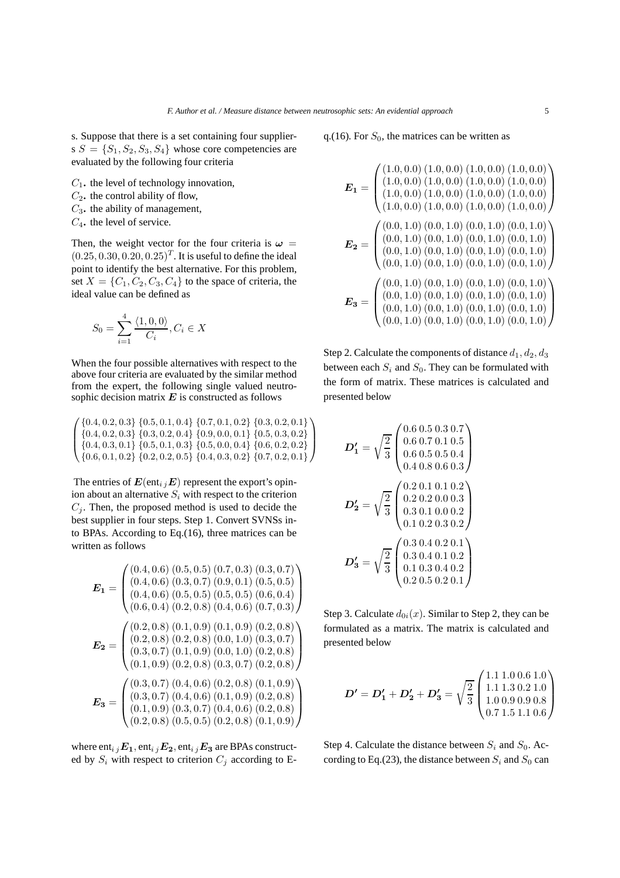s. Suppose that there is a set containing four suppliers $S = \{S_1, S_2, S_3, S_4\}$ whose core competencies are evaluated by the following four criteria

$C_1$. the level of technology innovation,
$C_2$. the control ability of flow,
$C_3$. the ability of management,
$C_4$. the level of service.

Then, the weight vector for the four criteria is $\boldsymbol{\omega} = (0.25, 0.30, 0.20, 0.25)^T$. It is useful to define the ideal point to identify the best alternative. For this problem, set $X = \{C_1, C_2, C_3, C_4\}$ to the space of criteria, the ideal value can be defined as

$$S_0 = \sum_{i=1}^{4} \frac{\langle 1, 0, 0 \rangle}{C_i}, C_i \in X$$

When the four possible alternatives with respect to the above four criteria are evaluated by the similar method from the expert, the following single valued neutrosophic decision matrix $\boldsymbol{E}$ is constructed as follows

$$\begin{pmatrix} \{0.4, 0.2, 0.3\} & \{0.5, 0.1, 0.4\} & \{0.7, 0.1, 0.2\} & \{0.3, 0.2, 0.1\} \\ \{0.4, 0.2, 0.3\} & \{0.3, 0.2, 0.4\} & \{0.9, 0.0, 0.1\} & \{0.5, 0.3, 0.2\} \\ \{0.4, 0.3, 0.1\} & \{0.5, 0.1, 0.3\} & \{0.5, 0.0, 0.4\} & \{0.6, 0.2, 0.2\} \\ \{0.6, 0.1, 0.2\} & \{0.2, 0.2, 0.5\} & \{0.4, 0.3, 0.2\} & \{0.7, 0.2, 0.1\} \end{pmatrix}$$

The entries of $\boldsymbol{E}(\text{ent}_{i\,j}\boldsymbol{E})$ represent the export's opinion about an alternative $S_i$ with respect to the criterion $C_j$. Then, the proposed method is used to decide the best supplier in four steps. Step 1. Convert SVNSs into BPAs. According to Eq.(16), three matrices can be written as follows

$$\boldsymbol{E_1} = \begin{pmatrix} (0.4, 0.6) & (0.5, 0.5) & (0.7, 0.3) & (0.3, 0.7) \\ (0.4, 0.6) & (0.3, 0.7) & (0.9, 0.1) & (0.5, 0.5) \\ (0.4, 0.6) & (0.5, 0.5) & (0.5, 0.5) & (0.6, 0.4) \\ (0.6, 0.4) & (0.2, 0.8) & (0.4, 0.6) & (0.7, 0.3) \end{pmatrix}$$

$$\boldsymbol{E_2} = \begin{pmatrix} (0.2, 0.8) & (0.1, 0.9) & (0.1, 0.9) & (0.2, 0.8) \\ (0.2, 0.8) & (0.2, 0.8) & (0.0, 1.0) & (0.3, 0.7) \\ (0.3, 0.7) & (0.1, 0.9) & (0.0, 1.0) & (0.2, 0.8) \\ (0.1, 0.9) & (0.2, 0.8) & (0.3, 0.7) & (0.2, 0.8) \end{pmatrix}$$

$$\boldsymbol{E_3} = \begin{pmatrix} (0.3, 0.7) & (0.4, 0.6) & (0.2, 0.8) & (0.1, 0.9) \\ (0.3, 0.7) & (0.4, 0.6) & (0.1, 0.9) & (0.2, 0.8) \\ (0.1, 0.9) & (0.3, 0.7) & (0.4, 0.6) & (0.2, 0.8) \\ (0.2, 0.8) & (0.5, 0.5) & (0.2, 0.8) & (0.1, 0.9) \end{pmatrix}$$

where $\text{ent}_{i\,j}\boldsymbol{E_1}, \text{ent}_{i\,j}\boldsymbol{E_2}, \text{ent}_{i\,j}\boldsymbol{E_3}$ are BPAs constructed by $S_i$ with respect to criterion $C_j$ according to Eq.(16). For $S_0$, the matrices can be written as

$$\boldsymbol{E_1} = \begin{pmatrix} (1.0, 0.0) & (1.0, 0.0) & (1.0, 0.0) & (1.0, 0.0) \\ (1.0, 0.0) & (1.0, 0.0) & (1.0, 0.0) & (1.0, 0.0) \\ (1.0, 0.0) & (1.0, 0.0) & (1.0, 0.0) & (1.0, 0.0) \\ (1.0, 0.0) & (1.0, 0.0) & (1.0, 0.0) & (1.0, 0.0) \end{pmatrix}$$

$$\boldsymbol{E_2} = \begin{pmatrix} (0.0, 1.0) & (0.0, 1.0) & (0.0, 1.0) & (0.0, 1.0) \\ (0.0, 1.0) & (0.0, 1.0) & (0.0, 1.0) & (0.0, 1.0) \\ (0.0, 1.0) & (0.0, 1.0) & (0.0, 1.0) & (0.0, 1.0) \\ (0.0, 1.0) & (0.0, 1.0) & (0.0, 1.0) & (0.0, 1.0) \end{pmatrix}$$

$$\boldsymbol{E_3} = \begin{pmatrix} (0.0, 1.0) & (0.0, 1.0) & (0.0, 1.0) & (0.0, 1.0) \\ (0.0, 1.0) & (0.0, 1.0) & (0.0, 1.0) & (0.0, 1.0) \\ (0.0, 1.0) & (0.0, 1.0) & (0.0, 1.0) & (0.0, 1.0) \\ (0.0, 1.0) & (0.0, 1.0) & (0.0, 1.0) & (0.0, 1.0) \end{pmatrix}$$

Step 2. Calculate the components of distance $d_1, d_2, d_3$ between each $S_i$ and $S_0$. They can be formulated with the form of matrix. These matrices is calculated and presented below

$$\boldsymbol{D_1'} = \sqrt{\frac{2}{3}} \begin{pmatrix} 0.6 & 0.5 & 0.3 & 0.7 \\ 0.6 & 0.7 & 0.1 & 0.5 \\ 0.6 & 0.5 & 0.5 & 0.4 \\ 0.4 & 0.8 & 0.6 & 0.3 \end{pmatrix}$$

$$\boldsymbol{D_2'} = \sqrt{\frac{2}{3}} \begin{pmatrix} 0.2 & 0.1 & 0.1 & 0.2 \\ 0.2 & 0.2 & 0.0 & 0.3 \\ 0.3 & 0.1 & 0.0 & 0.2 \\ 0.1 & 0.2 & 0.3 & 0.2 \end{pmatrix}$$

$$\boldsymbol{D_3'} = \sqrt{\frac{2}{3}} \begin{pmatrix} 0.3 & 0.4 & 0.2 & 0.1 \\ 0.3 & 0.4 & 0.1 & 0.2 \\ 0.1 & 0.3 & 0.4 & 0.2 \\ 0.2 & 0.5 & 0.2 & 0.1 \end{pmatrix}$$

Step 3. Calculate $d_{0i}(x)$. Similar to Step 2, they can be formulated as a matrix. The matrix is calculated and presented below

$$\boldsymbol{D'} = \boldsymbol{D_1'} + \boldsymbol{D_2'} + \boldsymbol{D_3'} = \sqrt{\frac{2}{3}} \begin{pmatrix} 1.1 & 1.0 & 0.6 & 1.0 \\ 1.1 & 1.3 & 0.2 & 1.0 \\ 1.0 & 0.9 & 0.9 & 0.8 \\ 0.7 & 1.5 & 1.1 & 0.6 \end{pmatrix}$$

Step 4. Calculate the distance between $S_i$ and $S_0$. According to Eq.(23), the distance between $S_i$ and $S_0$ can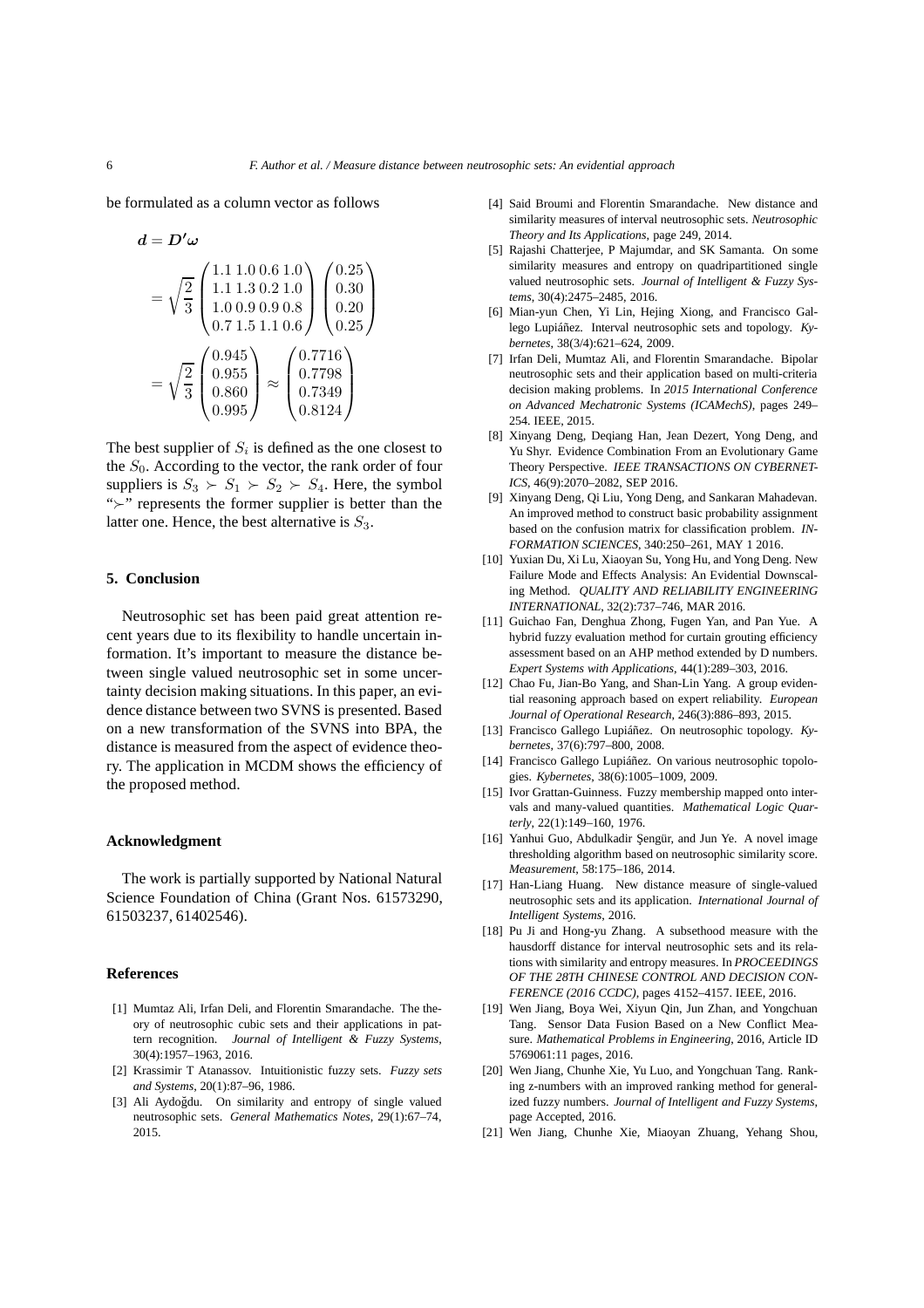be formulated as a column vector as follows

$$
\begin{aligned}
\boldsymbol{d} &= \boldsymbol{D}'\boldsymbol{\omega} \\
&= \sqrt{\frac{2}{3}} \begin{pmatrix} 1.1 \; 1.0 \; 0.6 \; 1.0 \\ 1.1 \; 1.3 \; 0.2 \; 1.0 \\ 1.0 \; 0.9 \; 0.9 \; 0.8 \\ 0.7 \; 1.5 \; 1.1 \; 0.6 \end{pmatrix} \begin{pmatrix} 0.25 \\ 0.30 \\ 0.20 \\ 0.25 \end{pmatrix} \\
&= \sqrt{\frac{2}{3}} \begin{pmatrix} 0.945 \\ 0.955 \\ 0.860 \\ 0.995 \end{pmatrix} \approx \begin{pmatrix} 0.7716 \\ 0.7798 \\ 0.7349 \\ 0.8124 \end{pmatrix}
\end{aligned}
$$

The best supplier of $S_i$ is defined as the one closest to the $S_0$. According to the vector, the rank order of four suppliers is $S_3 \succ S_1 \succ S_2 \succ S_4$. Here, the symbol "$\succ$" represents the former supplier is better than the latter one. Hence, the best alternative is $S_3$.

## 5. Conclusion

Neutrosophic set has been paid great attention recent years due to its flexibility to handle uncertain information. It's important to measure the distance between single valued neutrosophic set in some uncertainty decision making situations. In this paper, an evidence distance between two SVNS is presented. Based on a new transformation of the SVNS into BPA, the distance is measured from the aspect of evidence theory. The application in MCDM shows the efficiency of the proposed method.

## Acknowledgment

The work is partially supported by National Natural Science Foundation of China (Grant Nos. 61573290, 61503237, 61402546).

## References

[1] Mumtaz Ali, Irfan Deli, and Florentin Smarandache. The theory of neutrosophic cubic sets and their applications in pattern recognition. *Journal of Intelligent & Fuzzy Systems*, 30(4):1957–1963, 2016.

[2] Krassimir T Atanassov. Intuitionistic fuzzy sets. *Fuzzy sets and Systems*, 20(1):87–96, 1986.

[3] Ali Aydoğdu. On similarity and entropy of single valued neutrosophic sets. *General Mathematics Notes*, 29(1):67–74, 2015.

[4] Said Broumi and Florentin Smarandache. New distance and similarity measures of interval neutrosophic sets. *Neutrosophic Theory and Its Applications*, page 249, 2014.

[5] Rajashi Chatterjee, P Majumdar, and SK Samanta. On some similarity measures and entropy on quadripartitioned single valued neutrosophic sets. *Journal of Intelligent & Fuzzy Systems*, 30(4):2475–2485, 2016.

[6] Mian-yun Chen, Yi Lin, Hejing Xiong, and Francisco Gallego Lupiáñez. Interval neutrosophic sets and topology. *Kybernetes*, 38(3/4):621–624, 2009.

[7] Irfan Deli, Mumtaz Ali, and Florentin Smarandache. Bipolar neutrosophic sets and their application based on multi-criteria decision making problems. In *2015 International Conference on Advanced Mechatronic Systems (ICAMechS)*, pages 249–254. IEEE, 2015.

[8] Xinyang Deng, Deqiang Han, Jean Dezert, Yong Deng, and Yu Shyr. Evidence Combination From an Evolutionary Game Theory Perspective. *IEEE TRANSACTIONS ON CYBERNETICS*, 46(9):2070–2082, SEP 2016.

[9] Xinyang Deng, Qi Liu, Yong Deng, and Sankaran Mahadevan. An improved method to construct basic probability assignment based on the confusion matrix for classification problem. *INFORMATION SCIENCES*, 340:250–261, MAY 1 2016.

[10] Yuxian Du, Xi Lu, Xiaoyan Su, Yong Hu, and Yong Deng. New Failure Mode and Effects Analysis: An Evidential Downscaling Method. *QUALITY AND RELIABILITY ENGINEERING INTERNATIONAL*, 32(2):737–746, MAR 2016.

[11] Guichao Fan, Denghua Zhong, Fugen Yan, and Pan Yue. A hybrid fuzzy evaluation method for curtain grouting efficiency assessment based on an AHP method extended by D numbers. *Expert Systems with Applications*, 44(1):289–303, 2016.

[12] Chao Fu, Jian-Bo Yang, and Shan-Lin Yang. A group evidential reasoning approach based on expert reliability. *European Journal of Operational Research*, 246(3):886–893, 2015.

[13] Francisco Gallego Lupiáñez. On neutrosophic topology. *Kybernetes*, 37(6):797–800, 2008.

[14] Francisco Gallego Lupiáñez. On various neutrosophic topologies. *Kybernetes*, 38(6):1005–1009, 2009.

[15] Ivor Grattan-Guinness. Fuzzy membership mapped onto intervals and many-valued quantities. *Mathematical Logic Quarterly*, 22(1):149–160, 1976.

[16] Yanhui Guo, Abdulkadir Şengür, and Jun Ye. A novel image thresholding algorithm based on neutrosophic similarity score. *Measurement*, 58:175–186, 2014.

[17] Han-Liang Huang. New distance measure of single-valued neutrosophic sets and its application. *International Journal of Intelligent Systems*, 2016.

[18] Pu Ji and Hong-yu Zhang. A subsethood measure with the hausdorff distance for interval neutrosophic sets and its relations with similarity and entropy measures. In *PROCEEDINGS OF THE 28TH CHINESE CONTROL AND DECISION CONFERENCE (2016 CCDC)*, pages 4152–4157. IEEE, 2016.

[19] Wen Jiang, Boya Wei, Xiyun Qin, Jun Zhan, and Yongchuan Tang. Sensor Data Fusion Based on a New Conflict Measure. *Mathematical Problems in Engineering*, 2016, Article ID 5769061:11 pages, 2016.

[20] Wen Jiang, Chunhe Xie, Yu Luo, and Yongchuan Tang. Ranking z-numbers with an improved ranking method for generalized fuzzy numbers. *Journal of Intelligent and Fuzzy Systems*, page Accepted, 2016.

[21] Wen Jiang, Chunhe Xie, Miaoyan Zhuang, Yehang Shou,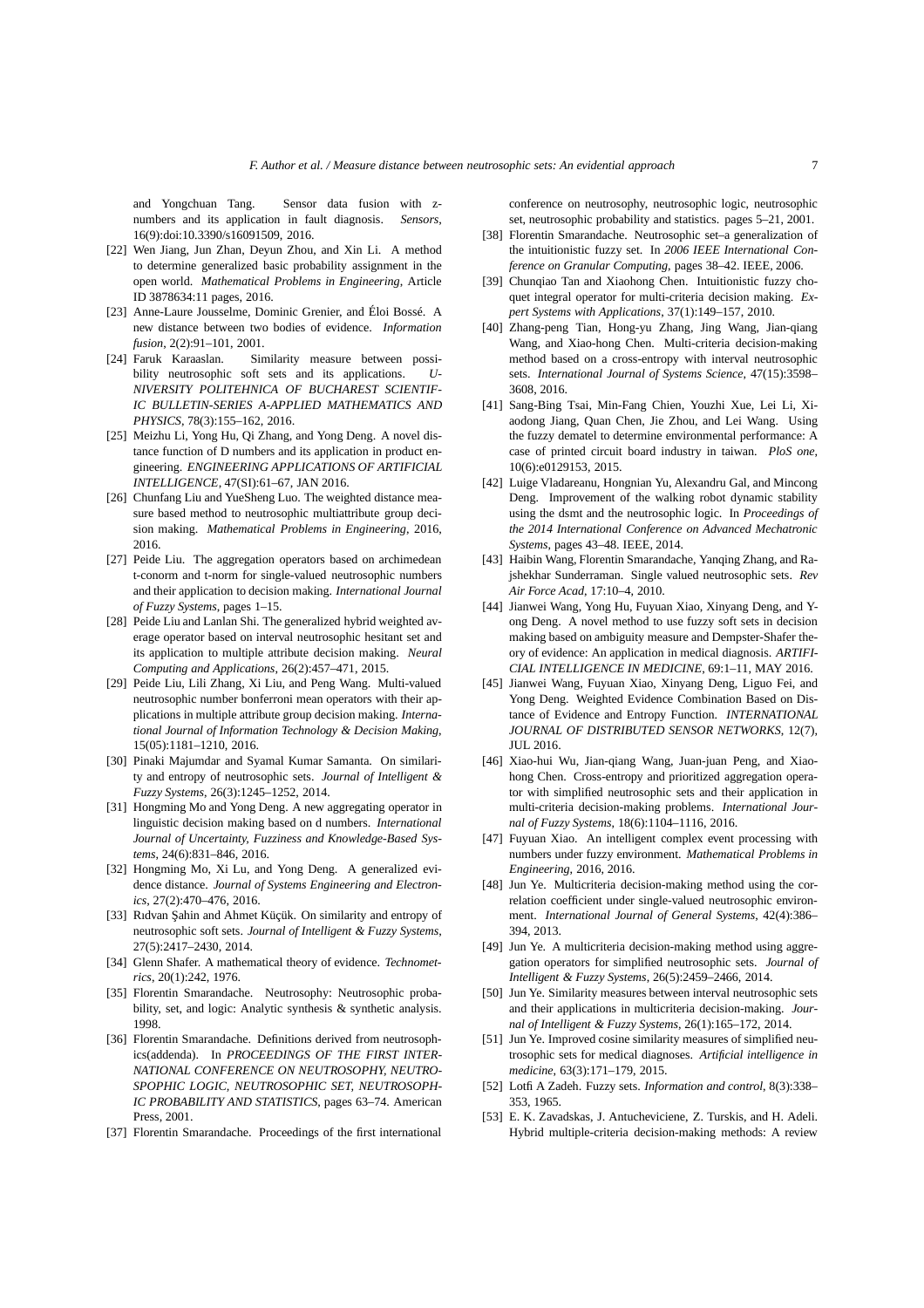and Yongchuan Tang. Sensor data fusion with z-numbers and its application in fault diagnosis. *Sensors*, 16(9):doi:10.3390/s16091509, 2016.

[22] Wen Jiang, Jun Zhan, Deyun Zhou, and Xin Li. A method to determine generalized basic probability assignment in the open world. *Mathematical Problems in Engineering*, Article ID 3878634:11 pages, 2016.

[23] Anne-Laure Jousselme, Dominic Grenier, and Éloi Bossé. A new distance between two bodies of evidence. *Information fusion*, 2(2):91–101, 2001.

[24] Faruk Karaaslan. Similarity measure between possibility neutrosophic soft sets and its applications. *U-NIVERSITY POLITEHNICA OF BUCHAREST SCIENTIF-IC BULLETIN-SERIES A-APPLIED MATHEMATICS AND PHYSICS*, 78(3):155–162, 2016.

[25] Meizhu Li, Yong Hu, Qi Zhang, and Yong Deng. A novel distance function of D numbers and its application in product engineering. *ENGINEERING APPLICATIONS OF ARTIFICIAL INTELLIGENCE*, 47(SI):61–67, JAN 2016.

[26] Chunfang Liu and YueSheng Luo. The weighted distance measure based method to neutrosophic multiattribute group decision making. *Mathematical Problems in Engineering*, 2016, 2016.

[27] Peide Liu. The aggregation operators based on archimedean t-conorm and t-norm for single-valued neutrosophic numbers and their application to decision making. *International Journal of Fuzzy Systems*, pages 1–15.

[28] Peide Liu and Lanlan Shi. The generalized hybrid weighted average operator based on interval neutrosophic hesitant set and its application to multiple attribute decision making. *Neural Computing and Applications*, 26(2):457–471, 2015.

[29] Peide Liu, Lili Zhang, Xi Liu, and Peng Wang. Multi-valued neutrosophic number bonferroni mean operators with their applications in multiple attribute group decision making. *International Journal of Information Technology & Decision Making*, 15(05):1181–1210, 2016.

[30] Pinaki Majumdar and Syamal Kumar Samanta. On similarity and entropy of neutrosophic sets. *Journal of Intelligent & Fuzzy Systems*, 26(3):1245–1252, 2014.

[31] Hongming Mo and Yong Deng. A new aggregating operator in linguistic decision making based on d numbers. *International Journal of Uncertainty, Fuzziness and Knowledge-Based Systems*, 24(6):831–846, 2016.

[32] Hongming Mo, Xi Lu, and Yong Deng. A generalized evidence distance. *Journal of Systems Engineering and Electronics*, 27(2):470–476, 2016.

[33] Rıdvan Şahin and Ahmet Küçük. On similarity and entropy of neutrosophic soft sets. *Journal of Intelligent & Fuzzy Systems*, 27(5):2417–2430, 2014.

[34] Glenn Shafer. A mathematical theory of evidence. *Technometrics*, 20(1):242, 1976.

[35] Florentin Smarandache. Neutrosophy: Neutrosophic probability, set, and logic: Analytic synthesis & synthetic analysis. 1998.

[36] Florentin Smarandache. Definitions derived from neutrosophics(addenda). In *PROCEEDINGS OF THE FIRST INTERNATIONAL CONFERENCE ON NEUTROSOPHY, NEUTROSOPHIC LOGIC, NEUTROSOPHIC SET, NEUTROSOPHIC PROBABILITY AND STATISTICS*, pages 63–74. American Press, 2001.

[37] Florentin Smarandache. Proceedings of the first international conference on neutrosophy, neutrosophic logic, neutrosophic set, neutrosophic probability and statistics. pages 5–21, 2001.

[38] Florentin Smarandache. Neutrosophic set–a generalization of the intuitionistic fuzzy set. In *2006 IEEE International Conference on Granular Computing*, pages 38–42. IEEE, 2006.

[39] Chunqiao Tan and Xiaohong Chen. Intuitionistic fuzzy choquet integral operator for multi-criteria decision making. *Expert Systems with Applications*, 37(1):149–157, 2010.

[40] Zhang-peng Tian, Hong-yu Zhang, Jing Wang, Jian-qiang Wang, and Xiao-hong Chen. Multi-criteria decision-making method based on a cross-entropy with interval neutrosophic sets. *International Journal of Systems Science*, 47(15):3598–3608, 2016.

[41] Sang-Bing Tsai, Min-Fang Chien, Youzhi Xue, Lei Li, Xiaodong Jiang, Quan Chen, Jie Zhou, and Lei Wang. Using the fuzzy dematel to determine environmental performance: A case of printed circuit board industry in taiwan. *PloS one*, 10(6):e0129153, 2015.

[42] Luige Vladareanu, Hongnian Yu, Alexandru Gal, and Mincong Deng. Improvement of the walking robot dynamic stability using the dsmt and the neutrosophic logic. In *Proceedings of the 2014 International Conference on Advanced Mechatronic Systems*, pages 43–48. IEEE, 2014.

[43] Haibin Wang, Florentin Smarandache, Yanqing Zhang, and Rajshekhar Sunderraman. Single valued neutrosophic sets. *Rev Air Force Acad*, 17:10–4, 2010.

[44] Jianwei Wang, Yong Hu, Fuyuan Xiao, Xinyang Deng, and Yong Deng. A novel method to use fuzzy soft sets in decision making based on ambiguity measure and Dempster-Shafer theory of evidence: An application in medical diagnosis. *ARTIFICIAL INTELLIGENCE IN MEDICINE*, 69:1–11, MAY 2016.

[45] Jianwei Wang, Fuyuan Xiao, Xinyang Deng, Liguo Fei, and Yong Deng. Weighted Evidence Combination Based on Distance of Evidence and Entropy Function. *INTERNATIONAL JOURNAL OF DISTRIBUTED SENSOR NETWORKS*, 12(7), JUL 2016.

[46] Xiao-hui Wu, Jian-qiang Wang, Juan-juan Peng, and Xiao-hong Chen. Cross-entropy and prioritized aggregation operator with simplified neutrosophic sets and their application in multi-criteria decision-making problems. *International Journal of Fuzzy Systems*, 18(6):1104–1116, 2016.

[47] Fuyuan Xiao. An intelligent complex event processing with numbers under fuzzy environment. *Mathematical Problems in Engineering*, 2016, 2016.

[48] Jun Ye. Multicriteria decision-making method using the correlation coefficient under single-valued neutrosophic environment. *International Journal of General Systems*, 42(4):386–394, 2013.

[49] Jun Ye. A multicriteria decision-making method using aggregation operators for simplified neutrosophic sets. *Journal of Intelligent & Fuzzy Systems*, 26(5):2459–2466, 2014.

[50] Jun Ye. Similarity measures between interval neutrosophic sets and their applications in multicriteria decision-making. *Journal of Intelligent & Fuzzy Systems*, 26(1):165–172, 2014.

[51] Jun Ye. Improved cosine similarity measures of simplified neutrosophic sets for medical diagnoses. *Artificial intelligence in medicine*, 63(3):171–179, 2015.

[52] Lotfi A Zadeh. Fuzzy sets. *Information and control*, 8(3):338–353, 1965.

[53] E. K. Zavadskas, J. Antucheviciene, Z. Turskis, and H. Adeli. Hybrid multiple-criteria decision-making methods: A review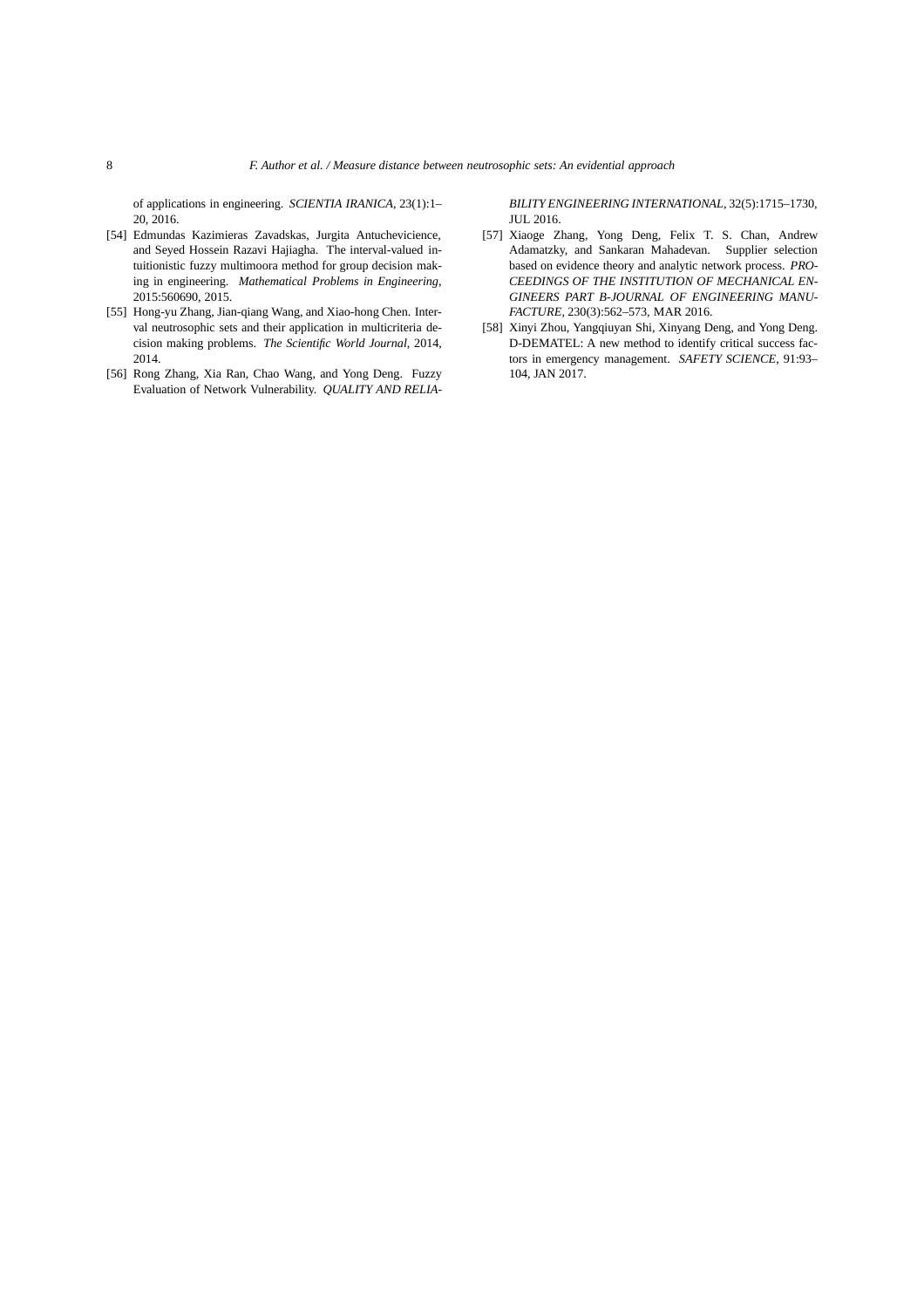of applications in engineering. *SCIENTIA IRANICA*, 23(1):1–20, 2016.

[54] Edmundas Kazimieras Zavadskas, Jurgita Antuchevicience, and Seyed Hossein Razavi Hajiagha. The interval-valued intuitionistic fuzzy multimoora method for group decision making in engineering. *Mathematical Problems in Engineering*, 2015:560690, 2015.

[55] Hong-yu Zhang, Jian-qiang Wang, and Xiao-hong Chen. Interval neutrosophic sets and their application in multicriteria decision making problems. *The Scientific World Journal*, 2014, 2014.

[56] Rong Zhang, Xia Ran, Chao Wang, and Yong Deng. Fuzzy Evaluation of Network Vulnerability. *QUALITY AND RELIABILITY ENGINEERING INTERNATIONAL*, 32(5):1715–1730, JUL 2016.

[57] Xiaoge Zhang, Yong Deng, Felix T. S. Chan, Andrew Adamatzky, and Sankaran Mahadevan. Supplier selection based on evidence theory and analytic network process. *PROCEEDINGS OF THE INSTITUTION OF MECHANICAL ENGINEERS PART B-JOURNAL OF ENGINEERING MANUFACTURE*, 230(3):562–573, MAR 2016.

[58] Xinyi Zhou, Yangqiuyan Shi, Xinyang Deng, and Yong Deng. D-DEMATEL: A new method to identify critical success factors in emergency management. *SAFETY SCIENCE*, 91:93–104, JAN 2017.